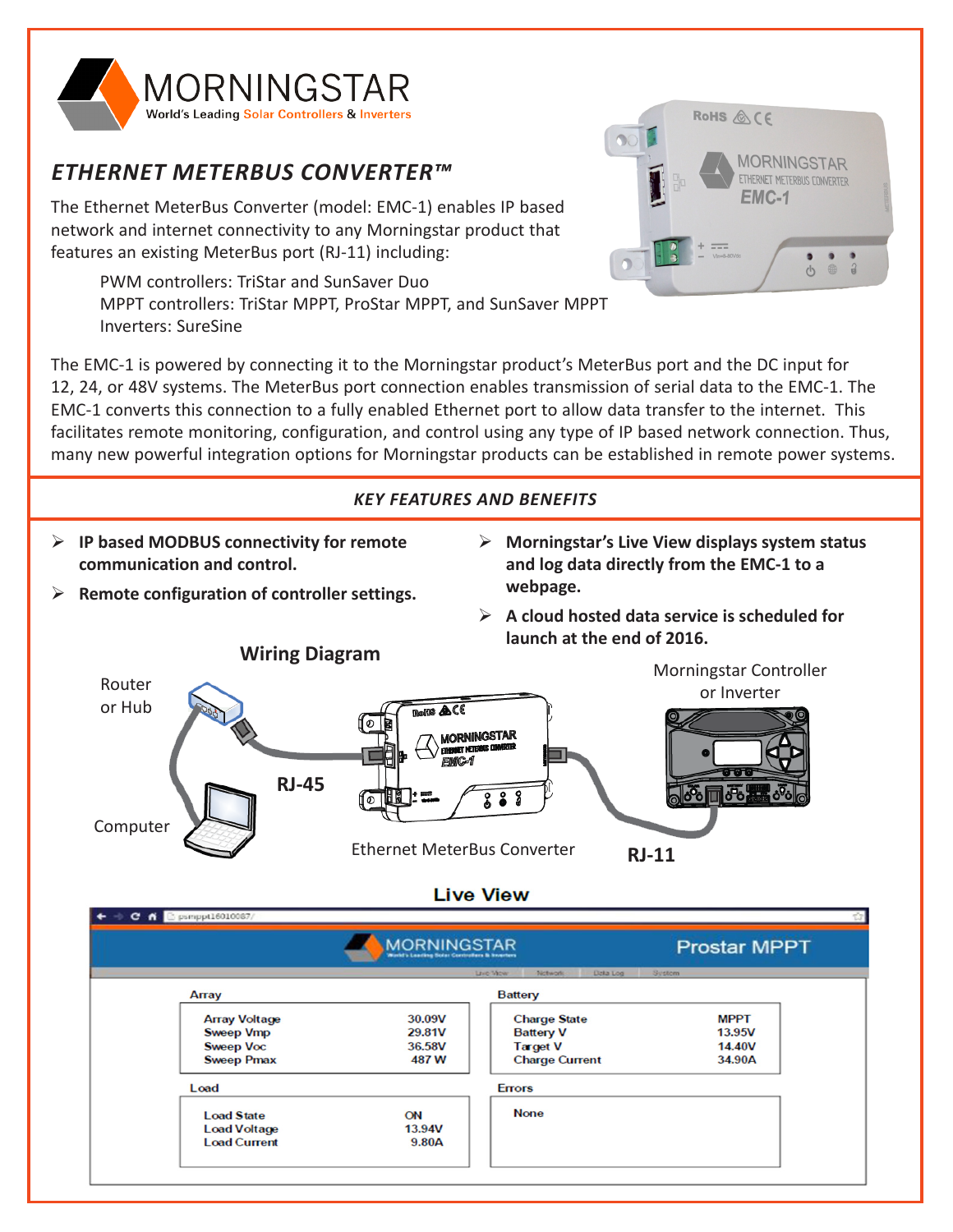# ETHERNET METERBUS CONVERTER™

The Ethernet MeterBus Converter (model: EMC-1) enables IP based network and internet connectivity to any Morningstar product that features an existing MeterBus port (RJ-11) including:

PWM controllers: TriStar and SunSaver Duo
MPPT controllers: TriStar MPPT, ProStar MPPT, and SunSaver MPPT
Inverters: SureSine

The EMC-1 is powered by connecting it to the Morningstar product's MeterBus port and the DC input for 12, 24, or 48V systems. The MeterBus port connection enables transmission of serial data to the EMC-1. The EMC-1 converts this connection to a fully enabled Ethernet port to allow data transfer to the internet. This facilitates remote monitoring, configuration, and control using any type of IP based network connection. Thus, many new powerful integration options for Morningstar products can be established in remote power systems.

## KEY FEATURES AND BENEFITS

- **IP based MODBUS connectivity for remote communication and control.**
- **Remote configuration of controller settings.**
- **Morningstar's Live View displays system status and log data directly from the EMC-1 to a webpage.**
- **A cloud hosted data service is scheduled for launch at the end of 2016.**

## Wiring Diagram

Router or Hub

Computer

RJ-45

Ethernet MeterBus Converter

RJ-11

Morningstar Controller or Inverter

## Live View

Prostar MPPT

**Array**

| | |
|---|---|
| Array Voltage | 30.09V |
| Sweep Vmp | 29.81V |
| Sweep Voc | 36.58V |
| Sweep Pmax | 487 W |

**Battery**

| | |
|---|---|
| Charge State | MPPT |
| Battery V | 13.95V |
| Target V | 14.40V |
| Charge Current | 34.90A |

**Load**

| | |
|---|---|
| Load State | ON |
| Load Voltage | 13.94V |
| Load Current | 9.80A |

**Errors**

None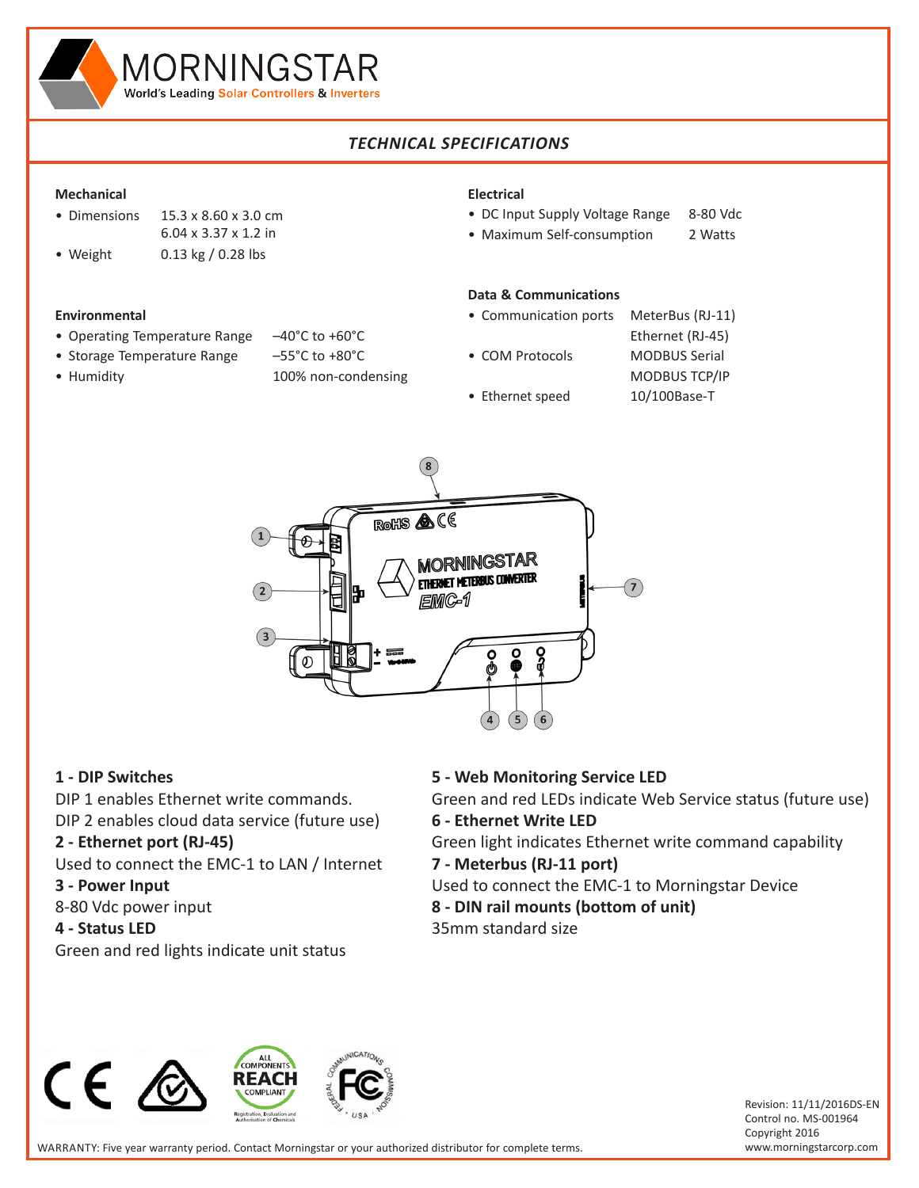## TECHNICAL SPECIFICATIONS

**Mechanical**

| | |
|---|---|
| • Dimensions | 15.3 x 8.60 x 3.0 cm<br>6.04 x 3.37 x 1.2 in |
| • Weight | 0.13 kg / 0.28 lbs |

**Environmental**

| | |
|---|---|
| • Operating Temperature Range | –40°C to +60°C |
| • Storage Temperature Range | –55°C to +80°C |
| • Humidity | 100% non-condensing |

**Electrical**

| | |
|---|---|
| • DC Input Supply Voltage Range | 8-80 Vdc |
| • Maximum Self-consumption | 2 Watts |

**Data & Communications**

| | |
|---|---|
| • Communication ports | MeterBus (RJ-11)<br>Ethernet (RJ-45) |
| • COM Protocols | MODBUS Serial<br>MODBUS TCP/IP |
| • Ethernet speed | 10/100Base-T |

**1 - DIP Switches**
DIP 1 enables Ethernet write commands.
DIP 2 enables cloud data service (future use)

**2 - Ethernet port (RJ-45)**
Used to connect the EMC-1 to LAN / Internet

**3 - Power Input**
8-80 Vdc power input

**4 - Status LED**
Green and red lights indicate unit status

**5 - Web Monitoring Service LED**
Green and red LEDs indicate Web Service status (future use)

**6 - Ethernet Write LED**
Green light indicates Ethernet write command capability

**7 - Meterbus (RJ-11 port)**
Used to connect the EMC-1 to Morningstar Device

**8 - DIN rail mounts (bottom of unit)**
35mm standard size

WARRANTY: Five year warranty period. Contact Morningstar or your authorized distributor for complete terms.

Revision: 11/11/2016DS-EN
Control no. MS-001964
Copyright 2016
www.morningstarcorp.com